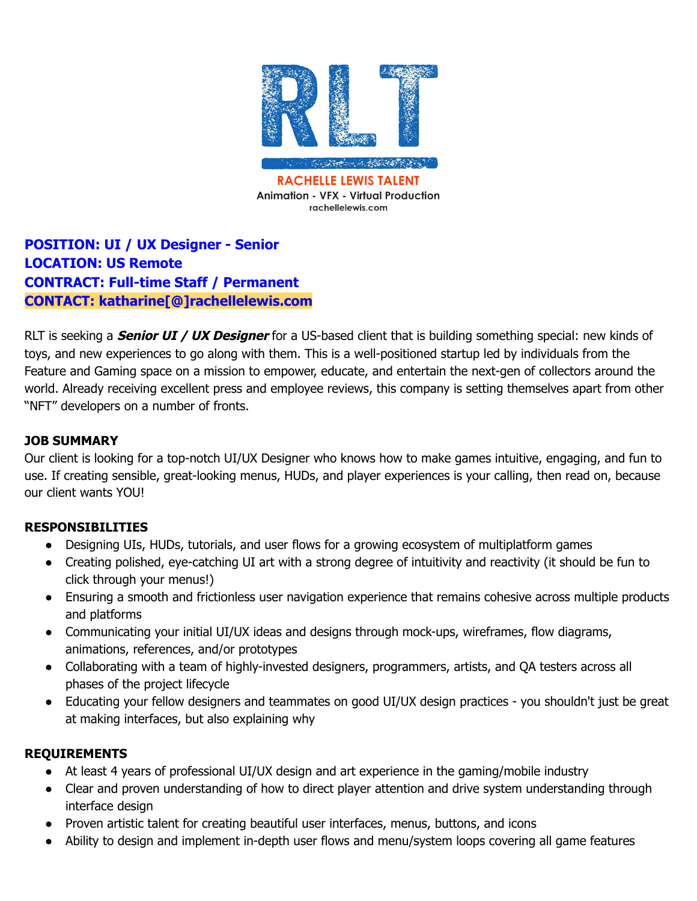RLT

RACHELLE LEWIS TALENT

Animation - VFX - Virtual Production

rachellelewis.com

**POSITION: UI / UX Designer - Senior**
**LOCATION: US Remote**
**CONTRACT: Full-time Staff / Permanent**
**CONTACT: katharine[@]rachellelewis.com**

RLT is seeking a ***Senior UI / UX Designer*** for a US-based client that is building something special: new kinds of toys, and new experiences to go along with them. This is a well-positioned startup led by individuals from the Feature and Gaming space on a mission to empower, educate, and entertain the next-gen of collectors around the world. Already receiving excellent press and employee reviews, this company is setting themselves apart from other "NFT" developers on a number of fronts.

**JOB SUMMARY**

Our client is looking for a top-notch UI/UX Designer who knows how to make games intuitive, engaging, and fun to use. If creating sensible, great-looking menus, HUDs, and player experiences is your calling, then read on, because our client wants YOU!

**RESPONSIBILITIES**

- Designing UIs, HUDs, tutorials, and user flows for a growing ecosystem of multiplatform games
- Creating polished, eye-catching UI art with a strong degree of intuitivity and reactivity (it should be fun to click through your menus!)
- Ensuring a smooth and frictionless user navigation experience that remains cohesive across multiple products and platforms
- Communicating your initial UI/UX ideas and designs through mock-ups, wireframes, flow diagrams, animations, references, and/or prototypes
- Collaborating with a team of highly-invested designers, programmers, artists, and QA testers across all phases of the project lifecycle
- Educating your fellow designers and teammates on good UI/UX design practices - you shouldn't just be great at making interfaces, but also explaining why

**REQUIREMENTS**

- At least 4 years of professional UI/UX design and art experience in the gaming/mobile industry
- Clear and proven understanding of how to direct player attention and drive system understanding through interface design
- Proven artistic talent for creating beautiful user interfaces, menus, buttons, and icons
- Ability to design and implement in-depth user flows and menu/system loops covering all game features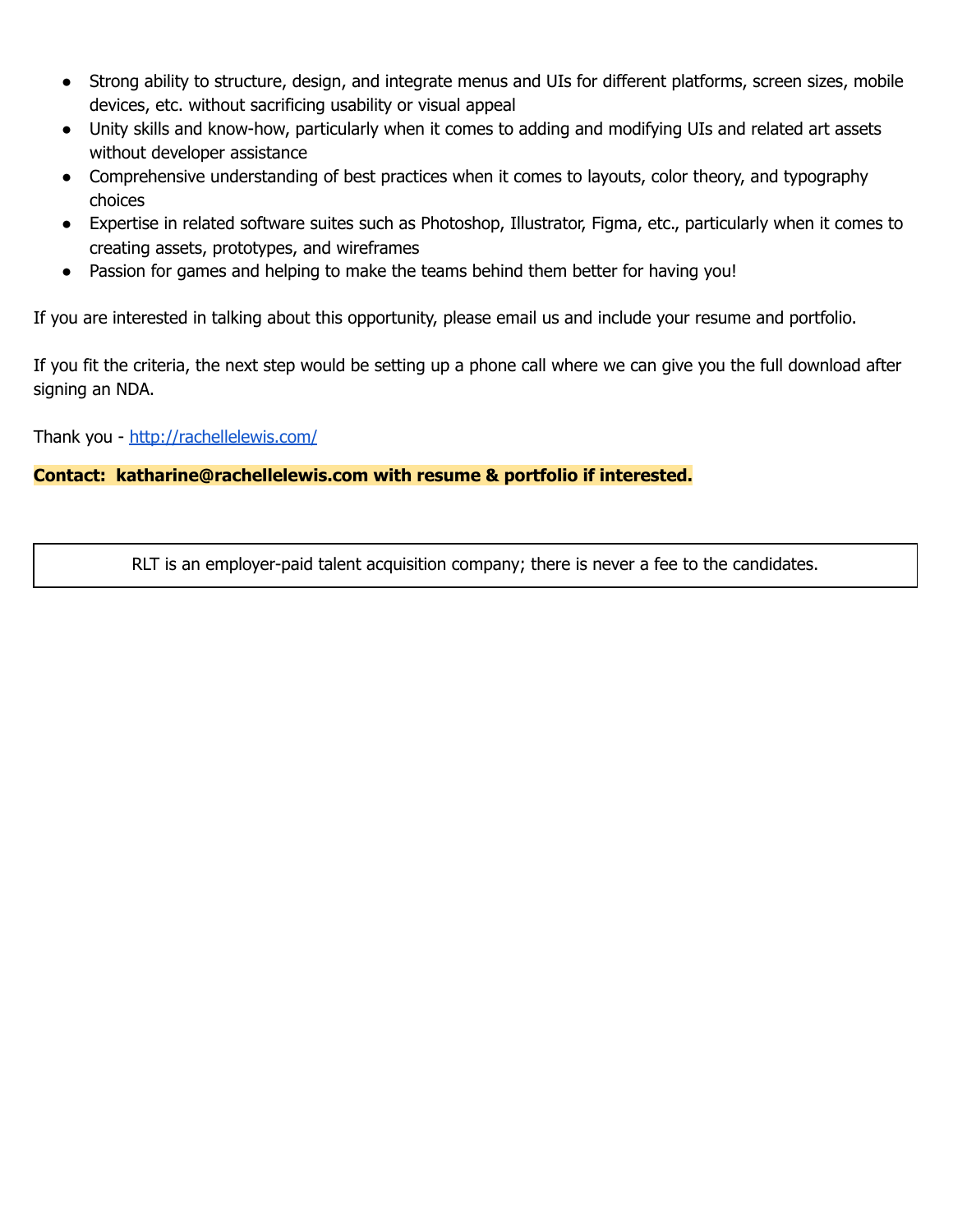- Strong ability to structure, design, and integrate menus and UIs for different platforms, screen sizes, mobile devices, etc. without sacrificing usability or visual appeal
- Unity skills and know-how, particularly when it comes to adding and modifying UIs and related art assets without developer assistance
- Comprehensive understanding of best practices when it comes to layouts, color theory, and typography choices
- Expertise in related software suites such as Photoshop, Illustrator, Figma, etc., particularly when it comes to creating assets, prototypes, and wireframes
- Passion for games and helping to make the teams behind them better for having you!

If you are interested in talking about this opportunity, please email us and include your resume and portfolio.

If you fit the criteria, the next step would be setting up a phone call where we can give you the full download after signing an NDA.

Thank you - [http://rachellelewis.com/](http://rachellelewis.com/)

**Contact: katharine@rachellelewis.com with resume & portfolio if interested.**

| |
|---|
| RLT is an employer-paid talent acquisition company; there is never a fee to the candidates. |